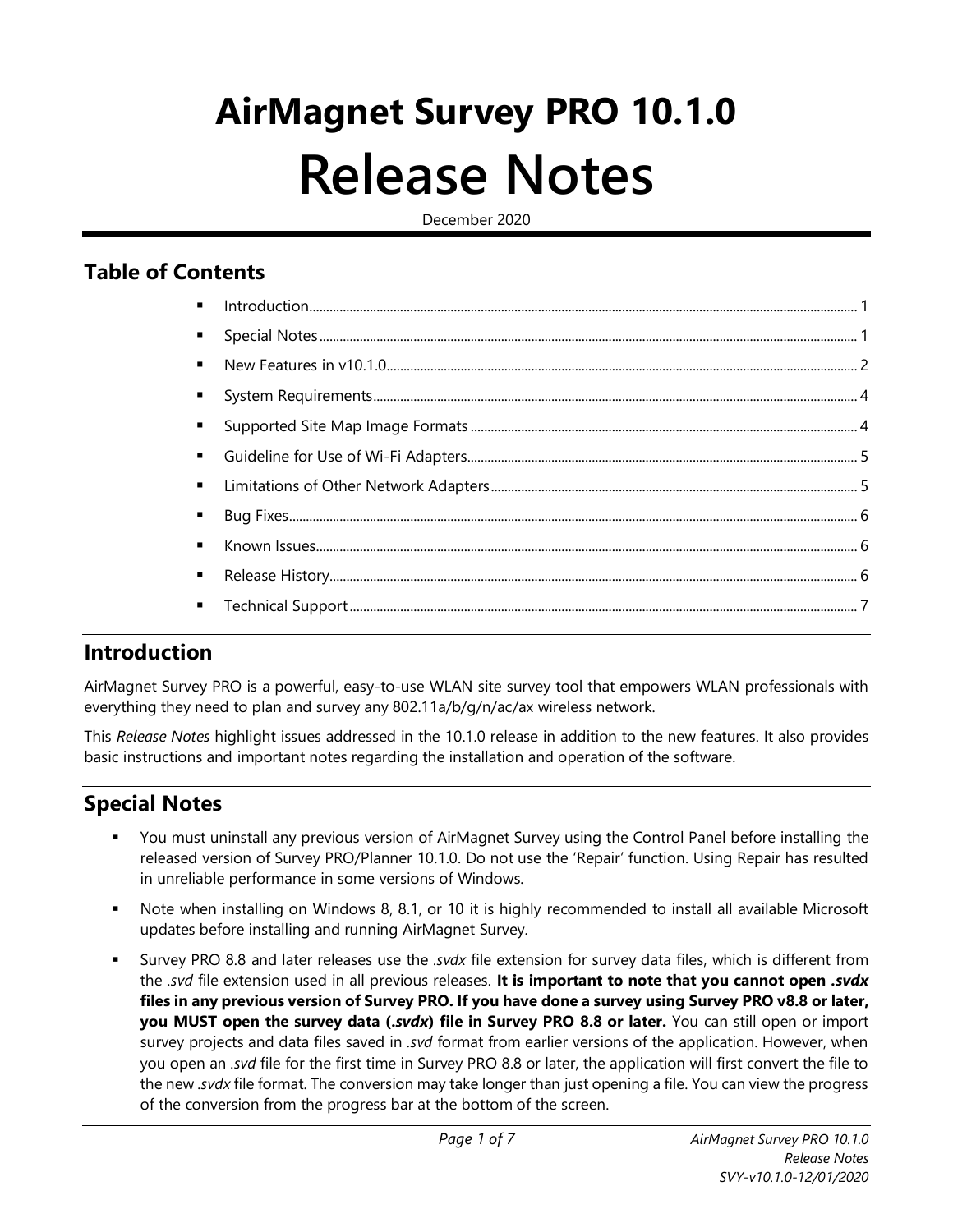# AirMagnet Survey PRO 10.1.0
# Release Notes

December 2020

## Table of Contents

- Introduction 1
- Special Notes 1
- New Features in v10.1.0 2
- System Requirements 4
- Supported Site Map Image Formats 4
- Guideline for Use of Wi-Fi Adapters 5
- Limitations of Other Network Adapters 5
- Bug Fixes 6
- Known Issues 6
- Release History 6
- Technical Support 7

## Introduction

AirMagnet Survey PRO is a powerful, easy-to-use WLAN site survey tool that empowers WLAN professionals with everything they need to plan and survey any 802.11a/b/g/n/ac/ax wireless network.

This *Release Notes* highlight issues addressed in the 10.1.0 release in addition to the new features. It also provides basic instructions and important notes regarding the installation and operation of the software.

## Special Notes

- You must uninstall any previous version of AirMagnet Survey using the Control Panel before installing the released version of Survey PRO/Planner 10.1.0. Do not use the 'Repair' function. Using Repair has resulted in unreliable performance in some versions of Windows.
- Note when installing on Windows 8, 8.1, or 10 it is highly recommended to install all available Microsoft updates before installing and running AirMagnet Survey.
- Survey PRO 8.8 and later releases use the *.svdx* file extension for survey data files, which is different from the *.svd* file extension used in all previous releases. **It is important to note that you cannot open *.svdx* files in any previous version of Survey PRO. If you have done a survey using Survey PRO v8.8 or later, you MUST open the survey data (*.svdx*) file in Survey PRO 8.8 or later.** You can still open or import survey projects and data files saved in *.svd* format from earlier versions of the application. However, when you open an *.svd* file for the first time in Survey PRO 8.8 or later, the application will first convert the file to the new *.svdx* file format. The conversion may take longer than just opening a file. You can view the progress of the conversion from the progress bar at the bottom of the screen.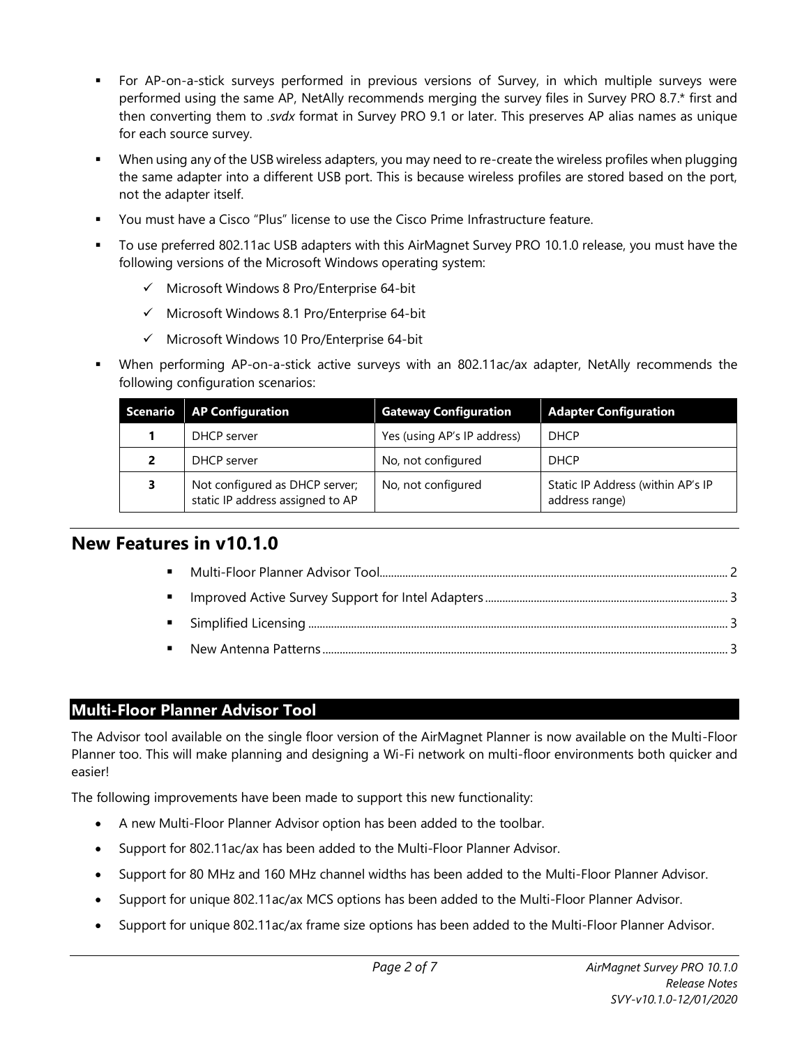- For AP-on-a-stick surveys performed in previous versions of Survey, in which multiple surveys were performed using the same AP, NetAlly recommends merging the survey files in Survey PRO 8.7.* first and then converting them to *.svdx* format in Survey PRO 9.1 or later. This preserves AP alias names as unique for each source survey.
- When using any of the USB wireless adapters, you may need to re-create the wireless profiles when plugging the same adapter into a different USB port. This is because wireless profiles are stored based on the port, not the adapter itself.
- You must have a Cisco "Plus" license to use the Cisco Prime Infrastructure feature.
- To use preferred 802.11ac USB adapters with this AirMagnet Survey PRO 10.1.0 release, you must have the following versions of the Microsoft Windows operating system:
  - ✓ Microsoft Windows 8 Pro/Enterprise 64-bit
  - ✓ Microsoft Windows 8.1 Pro/Enterprise 64-bit
  - ✓ Microsoft Windows 10 Pro/Enterprise 64-bit
- When performing AP-on-a-stick active surveys with an 802.11ac/ax adapter, NetAlly recommends the following configuration scenarios:

| Scenario | AP Configuration | Gateway Configuration | Adapter Configuration |
|---|---|---|---|
| 1 | DHCP server | Yes (using AP's IP address) | DHCP |
| 2 | DHCP server | No, not configured | DHCP |
| 3 | Not configured as DHCP server; static IP address assigned to AP | No, not configured | Static IP Address (within AP's IP address range) |

## New Features in v10.1.0

- Multi-Floor Planner Advisor Tool ........ 2
- Improved Active Survey Support for Intel Adapters ........ 3
- Simplified Licensing ........ 3
- New Antenna Patterns ........ 3

### Multi-Floor Planner Advisor Tool

The Advisor tool available on the single floor version of the AirMagnet Planner is now available on the Multi-Floor Planner too. This will make planning and designing a Wi-Fi network on multi-floor environments both quicker and easier!

The following improvements have been made to support this new functionality:

- A new Multi-Floor Planner Advisor option has been added to the toolbar.
- Support for 802.11ac/ax has been added to the Multi-Floor Planner Advisor.
- Support for 80 MHz and 160 MHz channel widths has been added to the Multi-Floor Planner Advisor.
- Support for unique 802.11ac/ax MCS options has been added to the Multi-Floor Planner Advisor.
- Support for unique 802.11ac/ax frame size options has been added to the Multi-Floor Planner Advisor.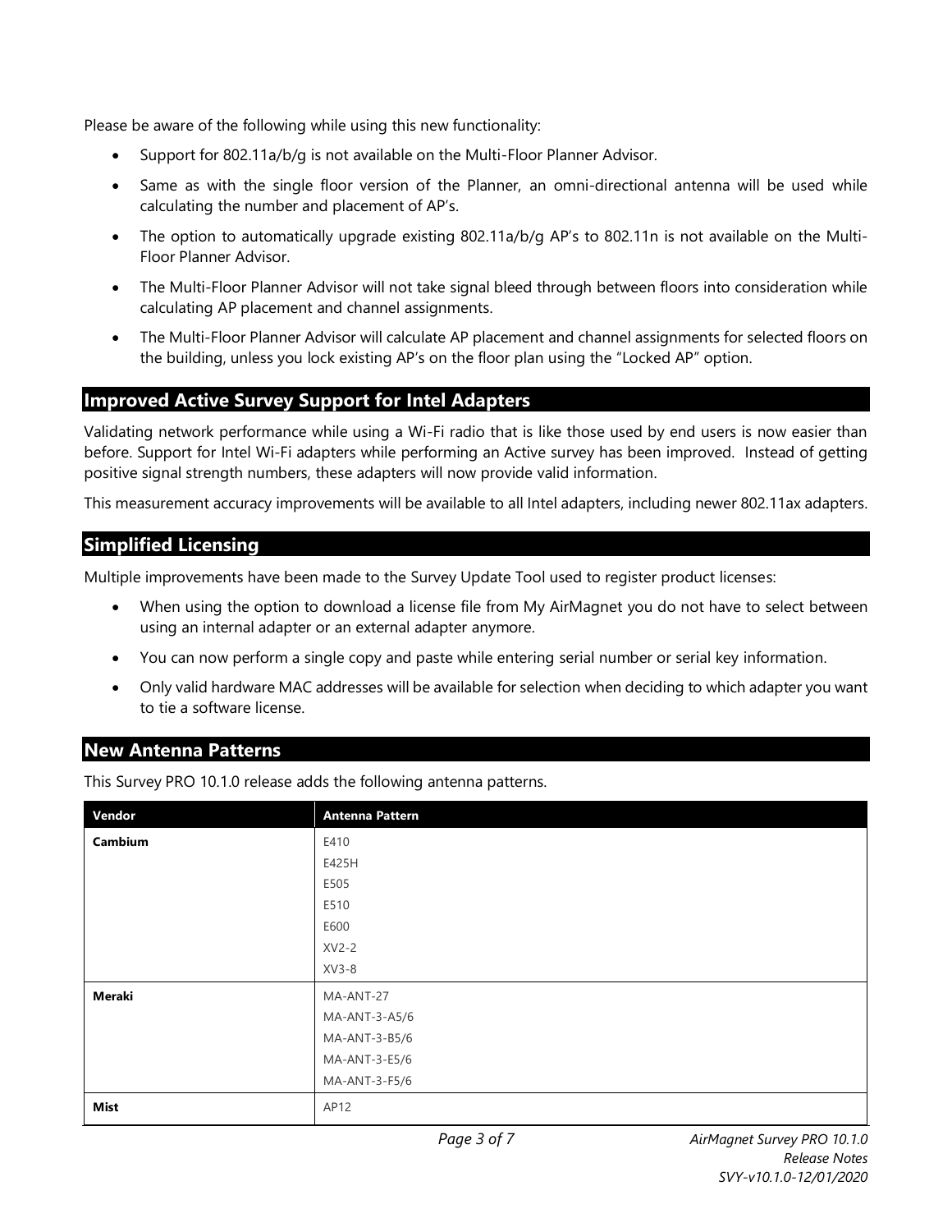Please be aware of the following while using this new functionality:

- Support for 802.11a/b/g is not available on the Multi-Floor Planner Advisor.
- Same as with the single floor version of the Planner, an omni-directional antenna will be used while calculating the number and placement of AP's.
- The option to automatically upgrade existing 802.11a/b/g AP's to 802.11n is not available on the Multi-Floor Planner Advisor.
- The Multi-Floor Planner Advisor will not take signal bleed through between floors into consideration while calculating AP placement and channel assignments.
- The Multi-Floor Planner Advisor will calculate AP placement and channel assignments for selected floors on the building, unless you lock existing AP's on the floor plan using the "Locked AP" option.

## Improved Active Survey Support for Intel Adapters

Validating network performance while using a Wi-Fi radio that is like those used by end users is now easier than before. Support for Intel Wi-Fi adapters while performing an Active survey has been improved. Instead of getting positive signal strength numbers, these adapters will now provide valid information.

This measurement accuracy improvements will be available to all Intel adapters, including newer 802.11ax adapters.

## Simplified Licensing

Multiple improvements have been made to the Survey Update Tool used to register product licenses:

- When using the option to download a license file from My AirMagnet you do not have to select between using an internal adapter or an external adapter anymore.
- You can now perform a single copy and paste while entering serial number or serial key information.
- Only valid hardware MAC addresses will be available for selection when deciding to which adapter you want to tie a software license.

## New Antenna Patterns

This Survey PRO 10.1.0 release adds the following antenna patterns.

| Vendor | Antenna Pattern |
|---|---|
| **Cambium** | E410<br>E425H<br>E505<br>E510<br>E600<br>XV2-2<br>XV3-8 |
| **Meraki** | MA-ANT-27<br>MA-ANT-3-A5/6<br>MA-ANT-3-B5/6<br>MA-ANT-3-E5/6<br>MA-ANT-3-F5/6 |
| **Mist** | AP12 |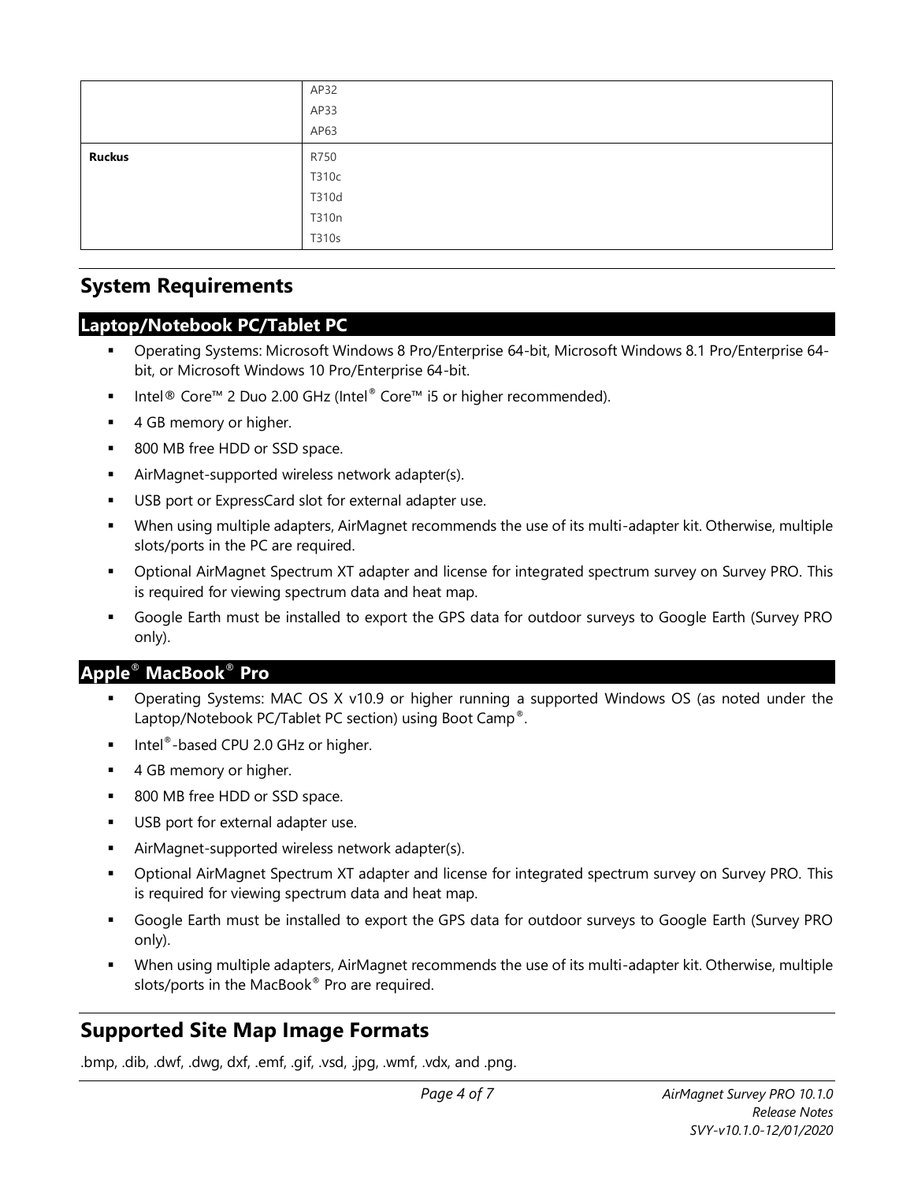| | |
|---|---|
| | AP32<br>AP33<br>AP63 |
| **Ruckus** | R750<br>T310c<br>T310d<br>T310n<br>T310s |

## System Requirements

### Laptop/Notebook PC/Tablet PC

- Operating Systems: Microsoft Windows 8 Pro/Enterprise 64-bit, Microsoft Windows 8.1 Pro/Enterprise 64-bit, or Microsoft Windows 10 Pro/Enterprise 64-bit.
- Intel® Core™ 2 Duo 2.00 GHz (Intel® Core™ i5 or higher recommended).
- 4 GB memory or higher.
- 800 MB free HDD or SSD space.
- AirMagnet-supported wireless network adapter(s).
- USB port or ExpressCard slot for external adapter use.
- When using multiple adapters, AirMagnet recommends the use of its multi-adapter kit. Otherwise, multiple slots/ports in the PC are required.
- Optional AirMagnet Spectrum XT adapter and license for integrated spectrum survey on Survey PRO. This is required for viewing spectrum data and heat map.
- Google Earth must be installed to export the GPS data for outdoor surveys to Google Earth (Survey PRO only).

### Apple® MacBook® Pro

- Operating Systems: MAC OS X v10.9 or higher running a supported Windows OS (as noted under the Laptop/Notebook PC/Tablet PC section) using Boot Camp®.
- Intel®-based CPU 2.0 GHz or higher.
- 4 GB memory or higher.
- 800 MB free HDD or SSD space.
- USB port for external adapter use.
- AirMagnet-supported wireless network adapter(s).
- Optional AirMagnet Spectrum XT adapter and license for integrated spectrum survey on Survey PRO. This is required for viewing spectrum data and heat map.
- Google Earth must be installed to export the GPS data for outdoor surveys to Google Earth (Survey PRO only).
- When using multiple adapters, AirMagnet recommends the use of its multi-adapter kit. Otherwise, multiple slots/ports in the MacBook® Pro are required.

## Supported Site Map Image Formats

.bmp, .dib, .dwf, .dwg, dxf, .emf, .gif, .vsd, .jpg, .wmf, .vdx, and .png.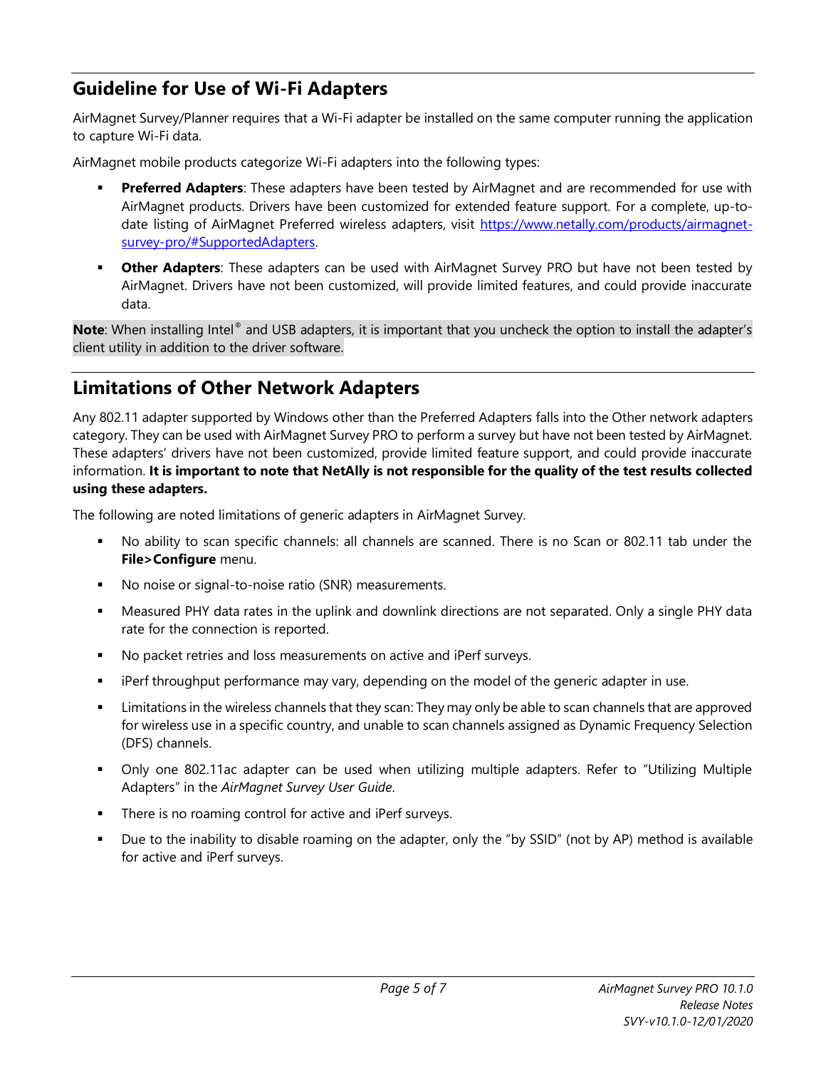## Guideline for Use of Wi-Fi Adapters

AirMagnet Survey/Planner requires that a Wi-Fi adapter be installed on the same computer running the application to capture Wi-Fi data.

AirMagnet mobile products categorize Wi-Fi adapters into the following types:

- **Preferred Adapters**: These adapters have been tested by AirMagnet and are recommended for use with AirMagnet products. Drivers have been customized for extended feature support. For a complete, up-to-date listing of AirMagnet Preferred wireless adapters, visit https://www.netally.com/products/airmagnet-survey-pro/#SupportedAdapters.
- **Other Adapters**: These adapters can be used with AirMagnet Survey PRO but have not been tested by AirMagnet. Drivers have not been customized, will provide limited features, and could provide inaccurate data.

**Note**: When installing Intel® and USB adapters, it is important that you uncheck the option to install the adapter's client utility in addition to the driver software.

## Limitations of Other Network Adapters

Any 802.11 adapter supported by Windows other than the Preferred Adapters falls into the Other network adapters category. They can be used with AirMagnet Survey PRO to perform a survey but have not been tested by AirMagnet. These adapters' drivers have not been customized, provide limited feature support, and could provide inaccurate information. **It is important to note that NetAlly is not responsible for the quality of the test results collected using these adapters.**

The following are noted limitations of generic adapters in AirMagnet Survey.

- No ability to scan specific channels: all channels are scanned. There is no Scan or 802.11 tab under the **File>Configure** menu.
- No noise or signal-to-noise ratio (SNR) measurements.
- Measured PHY data rates in the uplink and downlink directions are not separated. Only a single PHY data rate for the connection is reported.
- No packet retries and loss measurements on active and iPerf surveys.
- iPerf throughput performance may vary, depending on the model of the generic adapter in use.
- Limitations in the wireless channels that they scan: They may only be able to scan channels that are approved for wireless use in a specific country, and unable to scan channels assigned as Dynamic Frequency Selection (DFS) channels.
- Only one 802.11ac adapter can be used when utilizing multiple adapters. Refer to "Utilizing Multiple Adapters" in the *AirMagnet Survey User Guide*.
- There is no roaming control for active and iPerf surveys.
- Due to the inability to disable roaming on the adapter, only the "by SSID" (not by AP) method is available for active and iPerf surveys.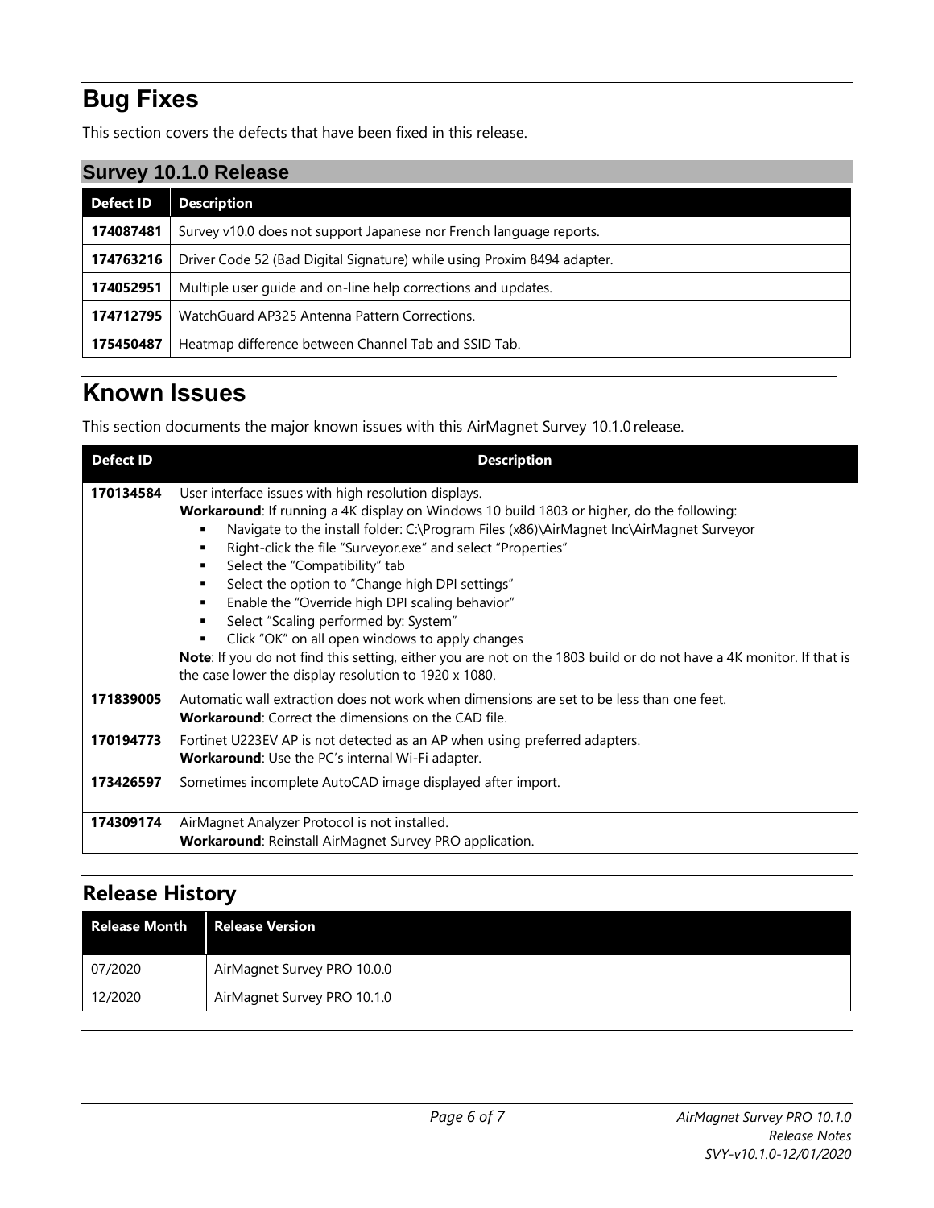# Bug Fixes

This section covers the defects that have been fixed in this release.

## Survey 10.1.0 Release

| Defect ID | Description |
|---|---|
| **174087481** | Survey v10.0 does not support Japanese nor French language reports. |
| **174763216** | Driver Code 52 (Bad Digital Signature) while using Proxim 8494 adapter. |
| **174052951** | Multiple user guide and on-line help corrections and updates. |
| **174712795** | WatchGuard AP325 Antenna Pattern Corrections. |
| **175450487** | Heatmap difference between Channel Tab and SSID Tab. |

# Known Issues

This section documents the major known issues with this AirMagnet Survey 10.1.0 release.

| Defect ID | Description |
|---|---|
| **170134584** | User interface issues with high resolution displays.<br>**Workaround**: If running a 4K display on Windows 10 build 1803 or higher, do the following:<br>▪ Navigate to the install folder: C:\Program Files (x86)\AirMagnet Inc\AirMagnet Surveyor<br>▪ Right-click the file "Surveyor.exe" and select "Properties"<br>▪ Select the "Compatibility" tab<br>▪ Select the option to "Change high DPI settings"<br>▪ Enable the "Override high DPI scaling behavior"<br>▪ Select "Scaling performed by: System"<br>▪ Click "OK" on all open windows to apply changes<br>**Note**: If you do not find this setting, either you are not on the 1803 build or do not have a 4K monitor. If that is the case lower the display resolution to 1920 x 1080. |
| **171839005** | Automatic wall extraction does not work when dimensions are set to be less than one feet.<br>**Workaround**: Correct the dimensions on the CAD file. |
| **170194773** | Fortinet U223EV AP is not detected as an AP when using preferred adapters.<br>**Workaround**: Use the PC's internal Wi-Fi adapter. |
| **173426597** | Sometimes incomplete AutoCAD image displayed after import. |
| **174309174** | AirMagnet Analyzer Protocol is not installed.<br>**Workaround**: Reinstall AirMagnet Survey PRO application. |

## Release History

| Release Month | Release Version |
|---|---|
| 07/2020 | AirMagnet Survey PRO 10.0.0 |
| 12/2020 | AirMagnet Survey PRO 10.1.0 |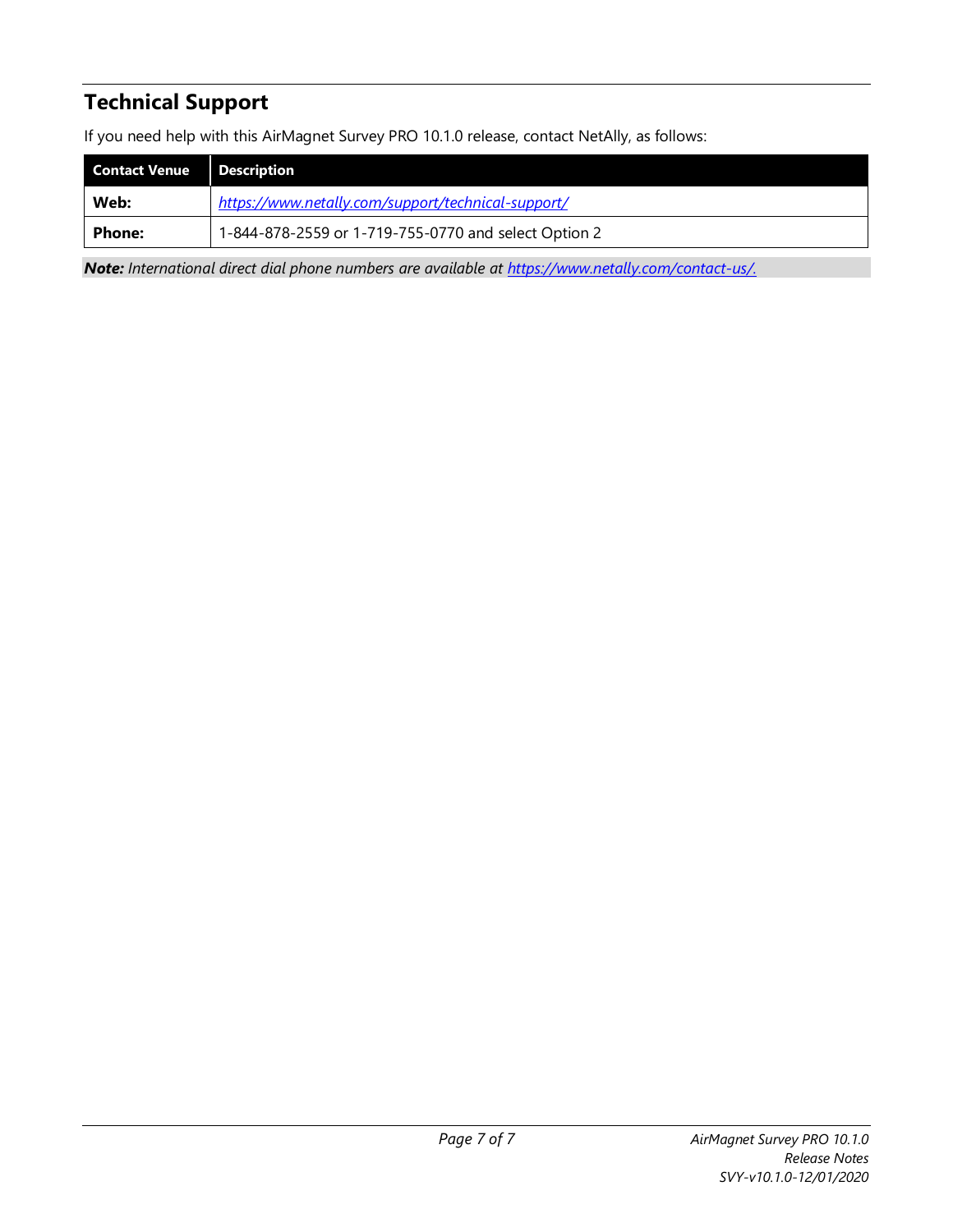## Technical Support

If you need help with this AirMagnet Survey PRO 10.1.0 release, contact NetAlly, as follows:

| Contact Venue | Description |
|---|---|
| **Web:** | *https://www.netally.com/support/technical-support/* |
| **Phone:** | 1-844-878-2559 or 1-719-755-0770 and select Option 2 |

***Note:*** *International direct dial phone numbers are available at https://www.netally.com/contact-us/.*